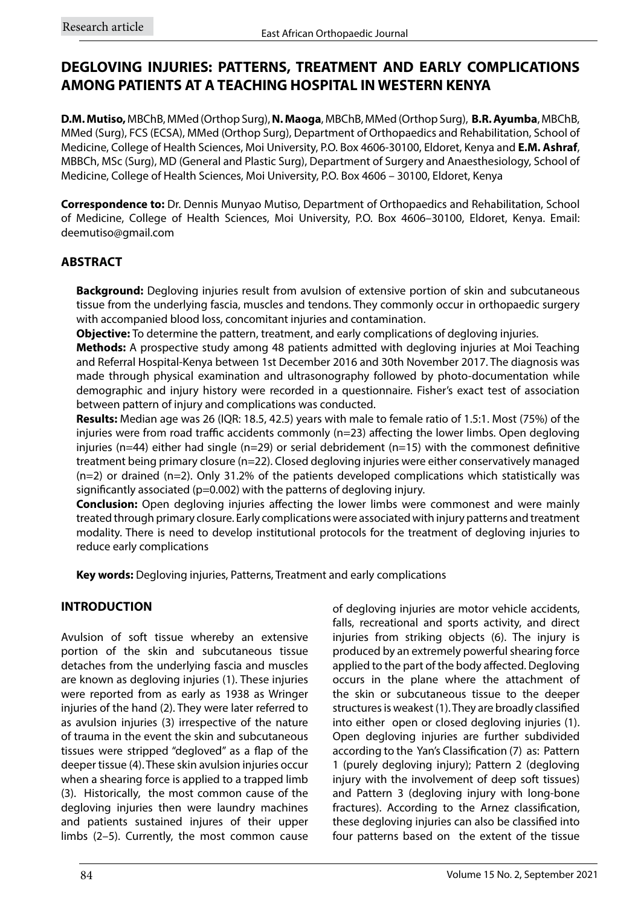Research article

# DEGLOVING INJURIES: PATTERNS, TREATMENT AND EARLY COMPLICATIONS AMONG PATIENTS AT A TEACHING HOSPITAL IN WESTERN KENYA

**D.M. Mutiso,** MBChB, MMed (Orthop Surg), **N. Maoga**, MBChB, MMed (Orthop Surg), **B.R. Ayumba**, MBChB, MMed (Surg), FCS (ECSA), MMed (Orthop Surg), Department of Orthopaedics and Rehabilitation, School of Medicine, College of Health Sciences, Moi University, P.O. Box 4606-30100, Eldoret, Kenya and **E.M. Ashraf**, MBBCh, MSc (Surg), MD (General and Plastic Surg), Department of Surgery and Anaesthesiology, School of Medicine, College of Health Sciences, Moi University, P.O. Box 4606 – 30100, Eldoret, Kenya

**Correspondence to:** Dr. Dennis Munyao Mutiso, Department of Orthopaedics and Rehabilitation, School of Medicine, College of Health Sciences, Moi University, P.O. Box 4606–30100, Eldoret, Kenya. Email: deemutiso@gmail.com

## ABSTRACT

**Background:** Degloving injuries result from avulsion of extensive portion of skin and subcutaneous tissue from the underlying fascia, muscles and tendons. They commonly occur in orthopaedic surgery with accompanied blood loss, concomitant injuries and contamination.

**Objective:** To determine the pattern, treatment, and early complications of degloving injuries.

**Methods:** A prospective study among 48 patients admitted with degloving injuries at Moi Teaching and Referral Hospital-Kenya between 1st December 2016 and 30th November 2017. The diagnosis was made through physical examination and ultrasonography followed by photo-documentation while demographic and injury history were recorded in a questionnaire. Fisher's exact test of association between pattern of injury and complications was conducted.

**Results:** Median age was 26 (IQR: 18.5, 42.5) years with male to female ratio of 1.5:1. Most (75%) of the injuries were from road traffic accidents commonly (n=23) affecting the lower limbs. Open degloving injuries (n=44) either had single (n=29) or serial debridement (n=15) with the commonest definitive treatment being primary closure (n=22). Closed degloving injuries were either conservatively managed (n=2) or drained (n=2). Only 31.2% of the patients developed complications which statistically was significantly associated (p=0.002) with the patterns of degloving injury.

**Conclusion:** Open degloving injuries affecting the lower limbs were commonest and were mainly treated through primary closure. Early complications were associated with injury patterns and treatment modality. There is need to develop institutional protocols for the treatment of degloving injuries to reduce early complications

**Key words:** Degloving injuries, Patterns, Treatment and early complications

## INTRODUCTION

Avulsion of soft tissue whereby an extensive portion of the skin and subcutaneous tissue detaches from the underlying fascia and muscles are known as degloving injuries (1). These injuries were reported from as early as 1938 as Wringer injuries of the hand (2). They were later referred to as avulsion injuries (3) irrespective of the nature of trauma in the event the skin and subcutaneous tissues were stripped "degloved" as a flap of the deeper tissue (4). These skin avulsion injuries occur when a shearing force is applied to a trapped limb (3). Historically, the most common cause of the degloving injuries then were laundry machines and patients sustained injures of their upper limbs (2–5). Currently, the most common cause of degloving injuries are motor vehicle accidents, falls, recreational and sports activity, and direct injuries from striking objects (6). The injury is produced by an extremely powerful shearing force applied to the part of the body affected. Degloving occurs in the plane where the attachment of the skin or subcutaneous tissue to the deeper structures is weakest (1). They are broadly classified into either open or closed degloving injuries (1). Open degloving injuries are further subdivided according to the Yan's Classification (7) as: Pattern 1 (purely degloving injury); Pattern 2 (degloving injury with the involvement of deep soft tissues) and Pattern 3 (degloving injury with long-bone fractures). According to the Arnez classification, these degloving injuries can also be classified into four patterns based on the extent of the tissue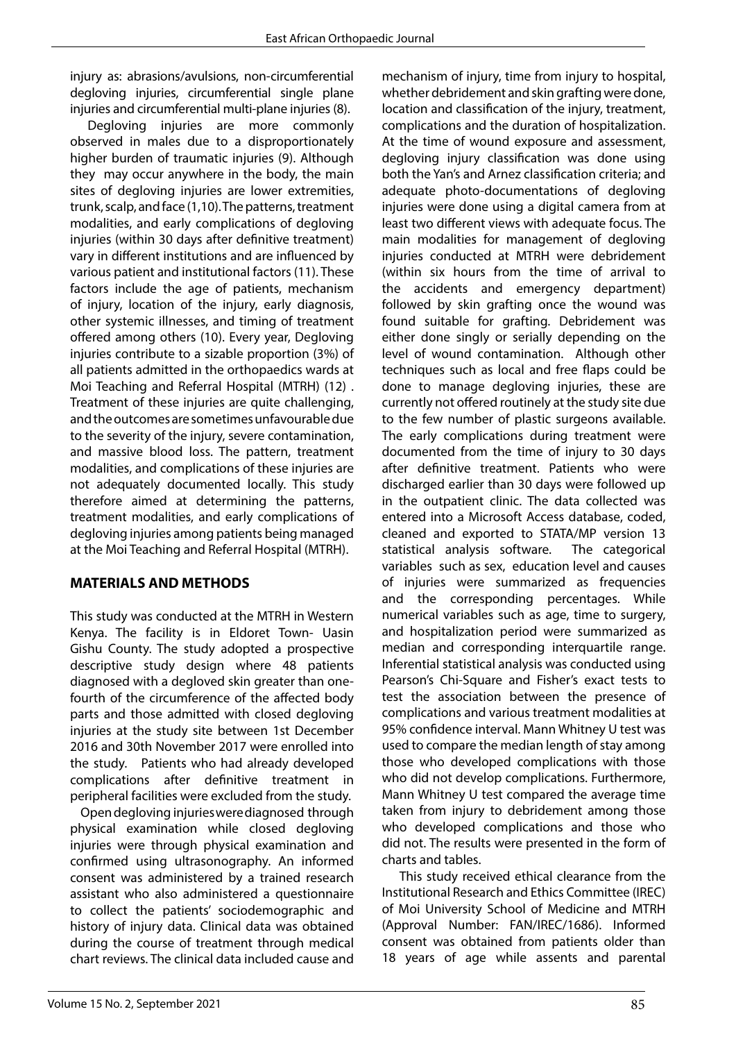injury as: abrasions/avulsions, non-circumferential degloving injuries, circumferential single plane injuries and circumferential multi-plane injuries (8).

Degloving injuries are more commonly observed in males due to a disproportionately higher burden of traumatic injuries (9). Although they may occur anywhere in the body, the main sites of degloving injuries are lower extremities, trunk, scalp, and face (1,10). The patterns, treatment modalities, and early complications of degloving injuries (within 30 days after definitive treatment) vary in different institutions and are influenced by various patient and institutional factors (11). These factors include the age of patients, mechanism of injury, location of the injury, early diagnosis, other systemic illnesses, and timing of treatment offered among others (10). Every year, Degloving injuries contribute to a sizable proportion (3%) of all patients admitted in the orthopaedics wards at Moi Teaching and Referral Hospital (MTRH) (12) . Treatment of these injuries are quite challenging, and the outcomes are sometimes unfavourable due to the severity of the injury, severe contamination, and massive blood loss. The pattern, treatment modalities, and complications of these injuries are not adequately documented locally. This study therefore aimed at determining the patterns, treatment modalities, and early complications of degloving injuries among patients being managed at the Moi Teaching and Referral Hospital (MTRH).

## MATERIALS AND METHODS

This study was conducted at the MTRH in Western Kenya. The facility is in Eldoret Town- Uasin Gishu County. The study adopted a prospective descriptive study design where 48 patients diagnosed with a degloved skin greater than one-fourth of the circumference of the affected body parts and those admitted with closed degloving injuries at the study site between 1st December 2016 and 30th November 2017 were enrolled into the study. Patients who had already developed complications after definitive treatment in peripheral facilities were excluded from the study.

Open degloving injuries were diagnosed through physical examination while closed degloving injuries were through physical examination and confirmed using ultrasonography. An informed consent was administered by a trained research assistant who also administered a questionnaire to collect the patients' sociodemographic and history of injury data. Clinical data was obtained during the course of treatment through medical chart reviews. The clinical data included cause and mechanism of injury, time from injury to hospital, whether debridement and skin grafting were done, location and classification of the injury, treatment, complications and the duration of hospitalization. At the time of wound exposure and assessment, degloving injury classification was done using both the Yan's and Arnez classification criteria; and adequate photo-documentations of degloving injuries were done using a digital camera from at least two different views with adequate focus. The main modalities for management of degloving injuries conducted at MTRH were debridement (within six hours from the time of arrival to the accidents and emergency department) followed by skin grafting once the wound was found suitable for grafting. Debridement was either done singly or serially depending on the level of wound contamination. Although other techniques such as local and free flaps could be done to manage degloving injuries, these are currently not offered routinely at the study site due to the few number of plastic surgeons available. The early complications during treatment were documented from the time of injury to 30 days after definitive treatment. Patients who were discharged earlier than 30 days were followed up in the outpatient clinic. The data collected was entered into a Microsoft Access database, coded, cleaned and exported to STATA/MP version 13 statistical analysis software. The categorical variables such as sex, education level and causes of injuries were summarized as frequencies and the corresponding percentages. While numerical variables such as age, time to surgery, and hospitalization period were summarized as median and corresponding interquartile range. Inferential statistical analysis was conducted using Pearson's Chi-Square and Fisher's exact tests to test the association between the presence of complications and various treatment modalities at 95% confidence interval. Mann Whitney U test was used to compare the median length of stay among those who developed complications with those who did not develop complications. Furthermore, Mann Whitney U test compared the average time taken from injury to debridement among those who developed complications and those who did not. The results were presented in the form of charts and tables.

This study received ethical clearance from the Institutional Research and Ethics Committee (IREC) of Moi University School of Medicine and MTRH (Approval Number: FAN/IREC/1686). Informed consent was obtained from patients older than 18 years of age while assents and parental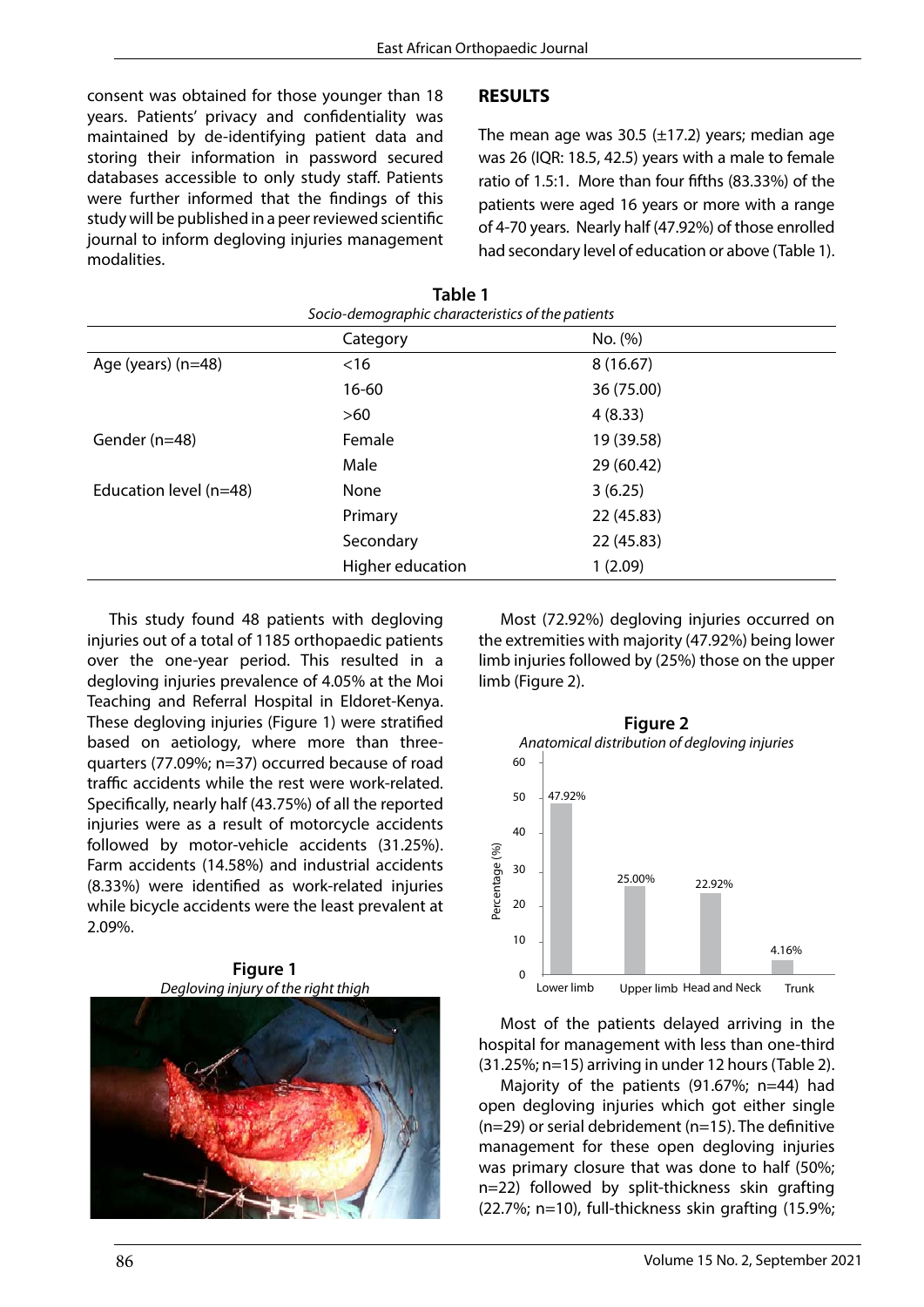consent was obtained for those younger than 18 years. Patients' privacy and confidentiality was maintained by de-identifying patient data and storing their information in password secured databases accessible to only study staff. Patients were further informed that the findings of this study will be published in a peer reviewed scientific journal to inform degloving injuries management modalities.

## RESULTS

The mean age was 30.5 (±17.2) years; median age was 26 (IQR: 18.5, 42.5) years with a male to female ratio of 1.5:1. More than four fifths (83.33%) of the patients were aged 16 years or more with a range of 4-70 years. Nearly half (47.92%) of those enrolled had secondary level of education or above (Table 1).

**Table 1**

*Socio-demographic characteristics of the patients*

| | Category | No. (%) |
|---|---|---|
| Age (years) (n=48) | <16 | 8 (16.67) |
| | 16-60 | 36 (75.00) |
| | >60 | 4 (8.33) |
| Gender (n=48) | Female | 19 (39.58) |
| | Male | 29 (60.42) |
| Education level (n=48) | None | 3 (6.25) |
| | Primary | 22 (45.83) |
| | Secondary | 22 (45.83) |
| | Higher education | 1 (2.09) |

This study found 48 patients with degloving injuries out of a total of 1185 orthopaedic patients over the one-year period. This resulted in a degloving injuries prevalence of 4.05% at the Moi Teaching and Referral Hospital in Eldoret-Kenya. These degloving injuries (Figure 1) were stratified based on aetiology, where more than three-quarters (77.09%; n=37) occurred because of road traffic accidents while the rest were work-related. Specifically, nearly half (43.75%) of all the reported injuries were as a result of motorcycle accidents followed by motor-vehicle accidents (31.25%). Farm accidents (14.58%) and industrial accidents (8.33%) were identified as work-related injuries while bicycle accidents were the least prevalent at 2.09%.

**Figure 1**

*Degloving injury of the right thigh*

Most (72.92%) degloving injuries occurred on the extremities with majority (47.92%) being lower limb injuries followed by (25%) those on the upper limb (Figure 2).

**Figure 2**

*Anatomical distribution of degloving injuries*

| Location | Percentage (%) |
|---|---|
| Lower limb | 47.92% |
| Upper limb | 25.00% |
| Head and Neck | 22.92% |
| Trunk | 4.16% |

Most of the patients delayed arriving in the hospital for management with less than one-third (31.25%; n=15) arriving in under 12 hours (Table 2).

Majority of the patients (91.67%; n=44) had open degloving injuries which got either single (n=29) or serial debridement (n=15). The definitive management for these open degloving injuries was primary closure that was done to half (50%; n=22) followed by split-thickness skin grafting (22.7%; n=10), full-thickness skin grafting (15.9%;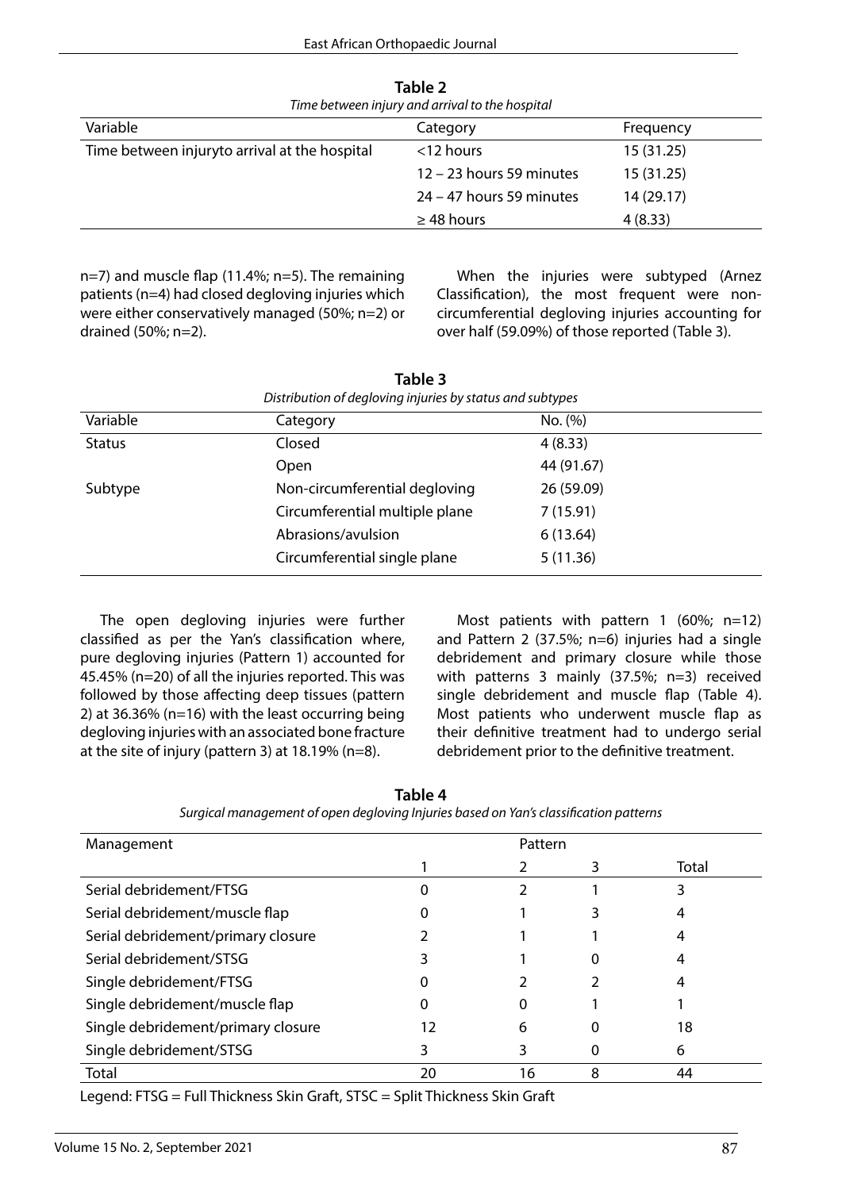**Table 2**

*Time between injury and arrival to the hospital*

| Variable | Category | Frequency |
|---|---|---|
| Time between injuryto arrival at the hospital | <12 hours | 15 (31.25) |
| | 12 – 23 hours 59 minutes | 15 (31.25) |
| | 24 – 47 hours 59 minutes | 14 (29.17) |
| | ≥ 48 hours | 4 (8.33) |

n=7) and muscle flap (11.4%; n=5). The remaining patients (n=4) had closed degloving injuries which were either conservatively managed (50%; n=2) or drained (50%; n=2).

When the injuries were subtyped (Arnez Classification), the most frequent were non-circumferential degloving injuries accounting for over half (59.09%) of those reported (Table 3).

**Table 3**

*Distribution of degloving injuries by status and subtypes*

| Variable | Category | No. (%) |
|---|---|---|
| Status | Closed | 4 (8.33) |
| | Open | 44 (91.67) |
| Subtype | Non-circumferential degloving | 26 (59.09) |
| | Circumferential multiple plane | 7 (15.91) |
| | Abrasions/avulsion | 6 (13.64) |
| | Circumferential single plane | 5 (11.36) |

The open degloving injuries were further classified as per the Yan's classification where, pure degloving injuries (Pattern 1) accounted for 45.45% (n=20) of all the injuries reported. This was followed by those affecting deep tissues (pattern 2) at 36.36% (n=16) with the least occurring being degloving injuries with an associated bone fracture at the site of injury (pattern 3) at 18.19% (n=8).

Most patients with pattern 1 (60%; n=12) and Pattern 2 (37.5%; n=6) injuries had a single debridement and primary closure while those with patterns 3 mainly (37.5%; n=3) received single debridement and muscle flap (Table 4). Most patients who underwent muscle flap as their definitive treatment had to undergo serial debridement prior to the definitive treatment.

**Table 4**

*Surgical management of open degloving Injuries based on Yan's classification patterns*

| Management | Pattern | | | |
|---|---|---|---|---|
| | 1 | 2 | 3 | Total |
| Serial debridement/FTSG | 0 | 2 | 1 | 3 |
| Serial debridement/muscle flap | 0 | 1 | 3 | 4 |
| Serial debridement/primary closure | 2 | 1 | 1 | 4 |
| Serial debridement/STSG | 3 | 1 | 0 | 4 |
| Single debridement/FTSG | 0 | 2 | 2 | 4 |
| Single debridement/muscle flap | 0 | 0 | 1 | 1 |
| Single debridement/primary closure | 12 | 6 | 0 | 18 |
| Single debridement/STSG | 3 | 3 | 0 | 6 |
| Total | 20 | 16 | 8 | 44 |

Legend: FTSG = Full Thickness Skin Graft, STSC = Split Thickness Skin Graft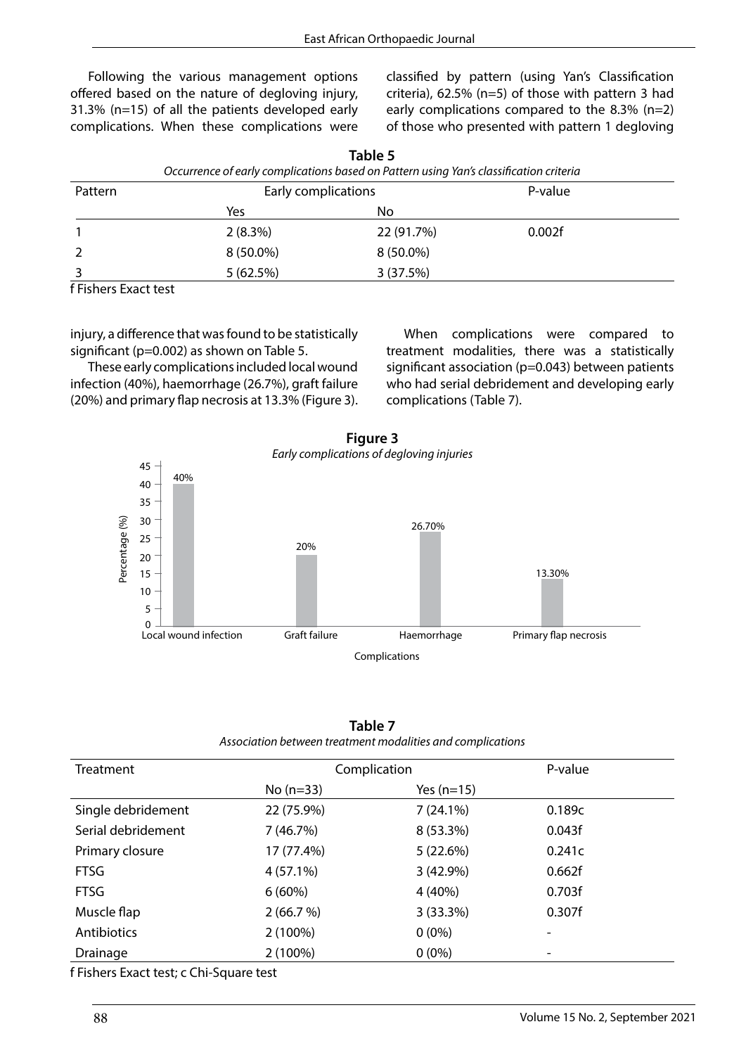Following the various management options offered based on the nature of degloving injury, 31.3% (n=15) of all the patients developed early complications. When these complications were classified by pattern (using Yan's Classification criteria), 62.5% (n=5) of those with pattern 3 had early complications compared to the 8.3% (n=2) of those who presented with pattern 1 degloving injury, a difference that was found to be statistically significant (p=0.002) as shown on Table 5.

**Table 5**
*Occurrence of early complications based on Pattern using Yan's classification criteria*

| Pattern | Early complications | | P-value |
|---|---|---|---|
| | Yes | No | |
| 1 | 2 (8.3%) | 22 (91.7%) | 0.002f |
| 2 | 8 (50.0%) | 8 (50.0%) | |
| 3 | 5 (62.5%) | 3 (37.5%) | |

f Fishers Exact test

These early complications included local wound infection (40%), haemorrhage (26.7%), graft failure (20%) and primary flap necrosis at 13.3% (Figure 3).

When complications were compared to treatment modalities, there was a statistically significant association (p=0.043) between patients who had serial debridement and developing early complications (Table 7).

**Figure 3**
*Early complications of degloving injuries*

| Complications | Percentage (%) |
|---|---|
| Local wound infection | 40% |
| Graft failure | 20% |
| Haemorrhage | 26.70% |
| Primary flap necrosis | 13.30% |

**Table 7**
*Association between treatment modalities and complications*

| Treatment | Complication | | P-value |
|---|---|---|---|
| | No (n=33) | Yes (n=15) | |
| Single debridement | 22 (75.9%) | 7 (24.1%) | 0.189c |
| Serial debridement | 7 (46.7%) | 8 (53.3%) | 0.043f |
| Primary closure | 17 (77.4%) | 5 (22.6%) | 0.241c |
| FTSG | 4 (57.1%) | 3 (42.9%) | 0.662f |
| FTSG | 6 (60%) | 4 (40%) | 0.703f |
| Muscle flap | 2 (66.7 %) | 3 (33.3%) | 0.307f |
| Antibiotics | 2 (100%) | 0 (0%) | - |
| Drainage | 2 (100%) | 0 (0%) | - |

f Fishers Exact test; c Chi-Square test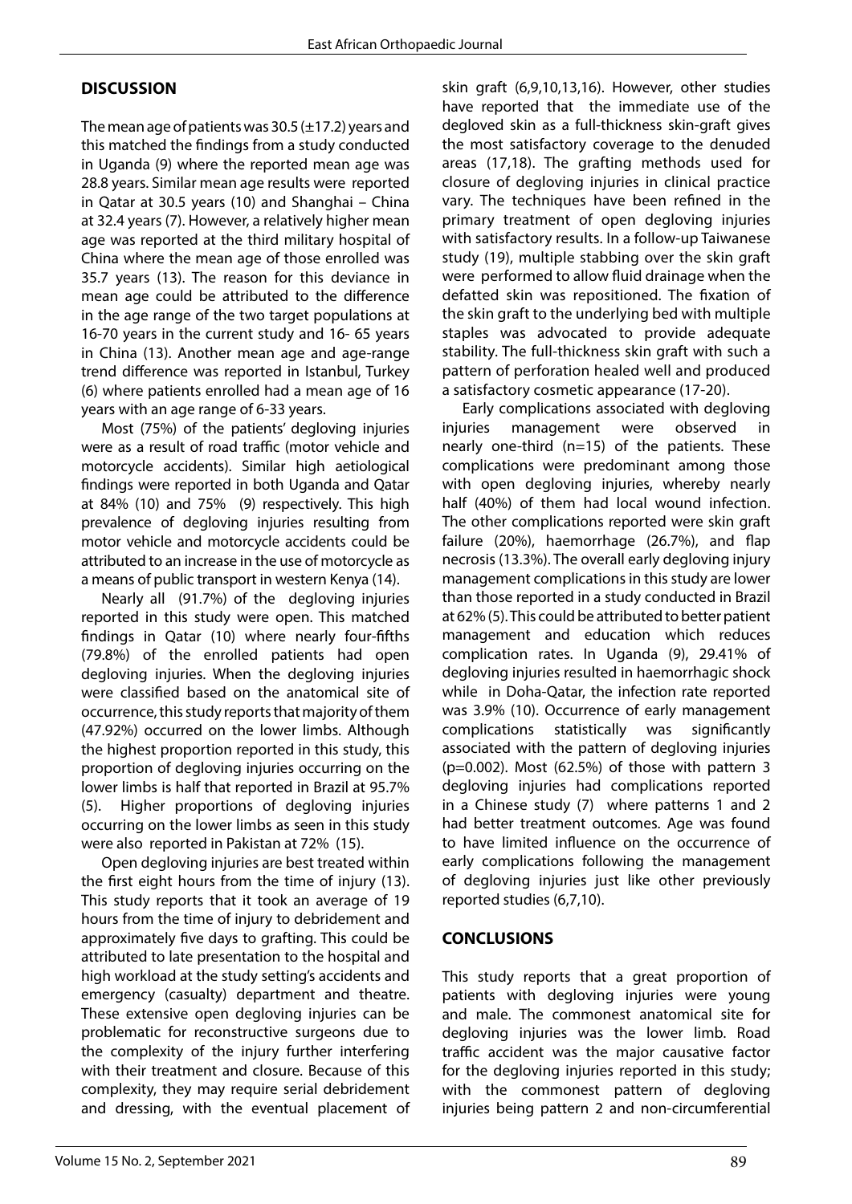## DISCUSSION

The mean age of patients was 30.5 (±17.2) years and this matched the findings from a study conducted in Uganda (9) where the reported mean age was 28.8 years. Similar mean age results were reported in Qatar at 30.5 years (10) and Shanghai – China at 32.4 years (7). However, a relatively higher mean age was reported at the third military hospital of China where the mean age of those enrolled was 35.7 years (13). The reason for this deviance in mean age could be attributed to the difference in the age range of the two target populations at 16-70 years in the current study and 16- 65 years in China (13). Another mean age and age-range trend difference was reported in Istanbul, Turkey (6) where patients enrolled had a mean age of 16 years with an age range of 6-33 years.

Most (75%) of the patients' degloving injuries were as a result of road traffic (motor vehicle and motorcycle accidents). Similar high aetiological findings were reported in both Uganda and Qatar at 84% (10) and 75% (9) respectively. This high prevalence of degloving injuries resulting from motor vehicle and motorcycle accidents could be attributed to an increase in the use of motorcycle as a means of public transport in western Kenya (14).

Nearly all (91.7%) of the degloving injuries reported in this study were open. This matched findings in Qatar (10) where nearly four-fifths (79.8%) of the enrolled patients had open degloving injuries. When the degloving injuries were classified based on the anatomical site of occurrence, this study reports that majority of them (47.92%) occurred on the lower limbs. Although the highest proportion reported in this study, this proportion of degloving injuries occurring on the lower limbs is half that reported in Brazil at 95.7% (5). Higher proportions of degloving injuries occurring on the lower limbs as seen in this study were also reported in Pakistan at 72% (15).

Open degloving injuries are best treated within the first eight hours from the time of injury (13). This study reports that it took an average of 19 hours from the time of injury to debridement and approximately five days to grafting. This could be attributed to late presentation to the hospital and high workload at the study setting's accidents and emergency (casualty) department and theatre. These extensive open degloving injuries can be problematic for reconstructive surgeons due to the complexity of the injury further interfering with their treatment and closure. Because of this complexity, they may require serial debridement and dressing, with the eventual placement of skin graft (6,9,10,13,16). However, other studies have reported that the immediate use of the degloved skin as a full-thickness skin-graft gives the most satisfactory coverage to the denuded areas (17,18). The grafting methods used for closure of degloving injuries in clinical practice vary. The techniques have been refined in the primary treatment of open degloving injuries with satisfactory results. In a follow-up Taiwanese study (19), multiple stabbing over the skin graft were performed to allow fluid drainage when the defatted skin was repositioned. The fixation of the skin graft to the underlying bed with multiple staples was advocated to provide adequate stability. The full-thickness skin graft with such a pattern of perforation healed well and produced a satisfactory cosmetic appearance (17-20).

Early complications associated with degloving injuries management were observed in nearly one-third (n=15) of the patients. These complications were predominant among those with open degloving injuries, whereby nearly half (40%) of them had local wound infection. The other complications reported were skin graft failure (20%), haemorrhage (26.7%), and flap necrosis (13.3%). The overall early degloving injury management complications in this study are lower than those reported in a study conducted in Brazil at 62% (5). This could be attributed to better patient management and education which reduces complication rates. In Uganda (9), 29.41% of degloving injuries resulted in haemorrhagic shock while in Doha-Qatar, the infection rate reported was 3.9% (10). Occurrence of early management complications statistically was significantly associated with the pattern of degloving injuries ($p=0.002$). Most (62.5%) of those with pattern 3 degloving injuries had complications reported in a Chinese study (7) where patterns 1 and 2 had better treatment outcomes. Age was found to have limited influence on the occurrence of early complications following the management of degloving injuries just like other previously reported studies (6,7,10).

## CONCLUSIONS

This study reports that a great proportion of patients with degloving injuries were young and male. The commonest anatomical site for degloving injuries was the lower limb. Road traffic accident was the major causative factor for the degloving injuries reported in this study; with the commonest pattern of degloving injuries being pattern 2 and non-circumferential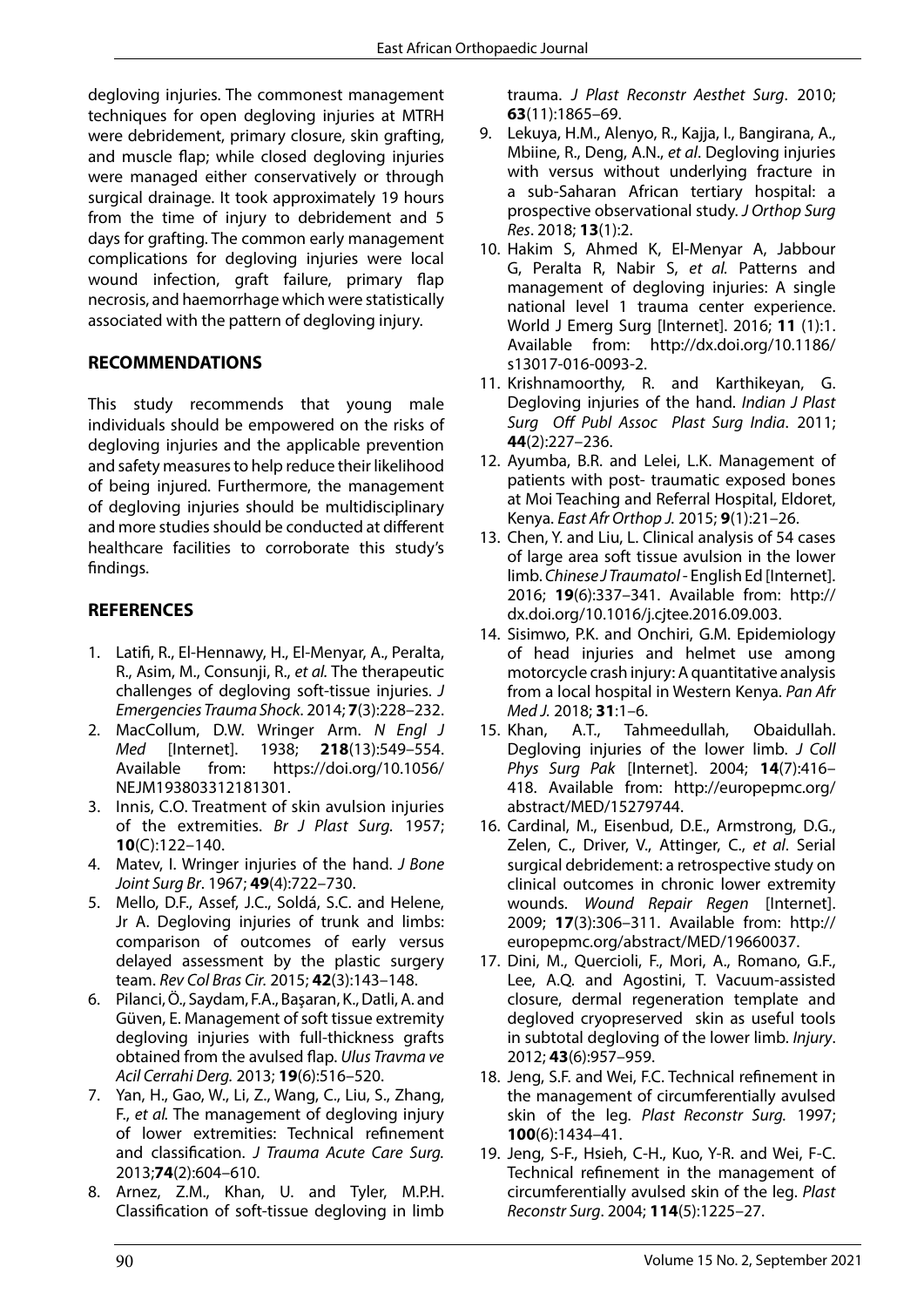degloving injuries. The commonest management techniques for open degloving injuries at MTRH were debridement, primary closure, skin grafting, and muscle flap; while closed degloving injuries were managed either conservatively or through surgical drainage. It took approximately 19 hours from the time of injury to debridement and 5 days for grafting. The common early management complications for degloving injuries were local wound infection, graft failure, primary flap necrosis, and haemorrhage which were statistically associated with the pattern of degloving injury.

## RECOMMENDATIONS

This study recommends that young male individuals should be empowered on the risks of degloving injuries and the applicable prevention and safety measures to help reduce their likelihood of being injured. Furthermore, the management of degloving injuries should be multidisciplinary and more studies should be conducted at different healthcare facilities to corroborate this study's findings.

## REFERENCES

1. Latifi, R., El-Hennawy, H., El-Menyar, A., Peralta, R., Asim, M., Consunji, R., *et al.* The therapeutic challenges of degloving soft-tissue injuries. *J Emergencies Trauma Shock*. 2014; **7**(3):228–232.
2. MacCollum, D.W. Wringer Arm. *N Engl J Med* [Internet]. 1938; **218**(13):549–554. Available from: https://doi.org/10.1056/NEJM193803312181301.
3. Innis, C.O. Treatment of skin avulsion injuries of the extremities. *Br J Plast Surg.* 1957; **10**(C):122–140.
4. Matev, I. Wringer injuries of the hand. *J Bone Joint Surg Br*. 1967; **49**(4):722–730.
5. Mello, D.F., Assef, J.C., Soldá, S.C. and Helene, Jr A. Degloving injuries of trunk and limbs: comparison of outcomes of early versus delayed assessment by the plastic surgery team. *Rev Col Bras Cir.* 2015; **42**(3):143–148.
6. Pilanci, Ö., Saydam, F.A., Başaran, K., Datli, A. and Güven, E. Management of soft tissue extremity degloving injuries with full-thickness grafts obtained from the avulsed flap. *Ulus Travma ve Acil Cerrahi Derg.* 2013; **19**(6):516–520.
7. Yan, H., Gao, W., Li, Z., Wang, C., Liu, S., Zhang, F., *et al.* The management of degloving injury of lower extremities: Technical refinement and classification. *J Trauma Acute Care Surg.* 2013;**74**(2):604–610.
8. Arnez, Z.M., Khan, U. and Tyler, M.P.H. Classification of soft-tissue degloving in limb trauma. *J Plast Reconstr Aesthet Surg*. 2010; **63**(11):1865–69.
9. Lekuya, H.M., Alenyo, R., Kajja, I., Bangirana, A., Mbiine, R., Deng, A.N., *et al*. Degloving injuries with versus without underlying fracture in a sub-Saharan African tertiary hospital: a prospective observational study. *J Orthop Surg Res*. 2018; **13**(1):2.
10. Hakim S, Ahmed K, El-Menyar A, Jabbour G, Peralta R, Nabir S, *et al*. Patterns and management of degloving injuries: A single national level 1 trauma center experience. World J Emerg Surg [Internet]. 2016; **11** (1):1. Available from: http://dx.doi.org/10.1186/s13017-016-0093-2.
11. Krishnamoorthy, R. and Karthikeyan, G. Degloving injuries of the hand. *Indian J Plast Surg Off Publ Assoc Plast Surg India*. 2011; **44**(2):227–236.
12. Ayumba, B.R. and Lelei, L.K. Management of patients with post- traumatic exposed bones at Moi Teaching and Referral Hospital, Eldoret, Kenya. *East Afr Orthop J.* 2015; **9**(1):21–26.
13. Chen, Y. and Liu, L. Clinical analysis of 54 cases of large area soft tissue avulsion in the lower limb. *Chinese J Traumatol* - English Ed [Internet]. 2016; **19**(6):337–341. Available from: http://dx.doi.org/10.1016/j.cjtee.2016.09.003.
14. Sisimwo, P.K. and Onchiri, G.M. Epidemiology of head injuries and helmet use among motorcycle crash injury: A quantitative analysis from a local hospital in Western Kenya. *Pan Afr Med J.* 2018; **31**:1–6.
15. Khan, A.T., Tahmeedullah, Obaidullah. Degloving injuries of the lower limb. *J Coll Phys Surg Pak* [Internet]. 2004; **14**(7):416–418. Available from: http://europepmc.org/abstract/MED/15279744.
16. Cardinal, M., Eisenbud, D.E., Armstrong, D.G., Zelen, C., Driver, V., Attinger, C., *et al*. Serial surgical debridement: a retrospective study on clinical outcomes in chronic lower extremity wounds. *Wound Repair Regen* [Internet]. 2009; **17**(3):306–311. Available from: http://europepmc.org/abstract/MED/19660037.
17. Dini, M., Quercioli, F., Mori, A., Romano, G.F., Lee, A.Q. and Agostini, T. Vacuum-assisted closure, dermal regeneration template and degloved cryopreserved skin as useful tools in subtotal degloving of the lower limb. *Injury*. 2012; **43**(6):957–959.
18. Jeng, S.F. and Wei, F.C. Technical refinement in the management of circumferentially avulsed skin of the leg. *Plast Reconstr Surg.* 1997; **100**(6):1434–41.
19. Jeng, S-F., Hsieh, C-H., Kuo, Y-R. and Wei, F-C. Technical refinement in the management of circumferentially avulsed skin of the leg. *Plast Reconstr Surg*. 2004; **114**(5):1225–27.